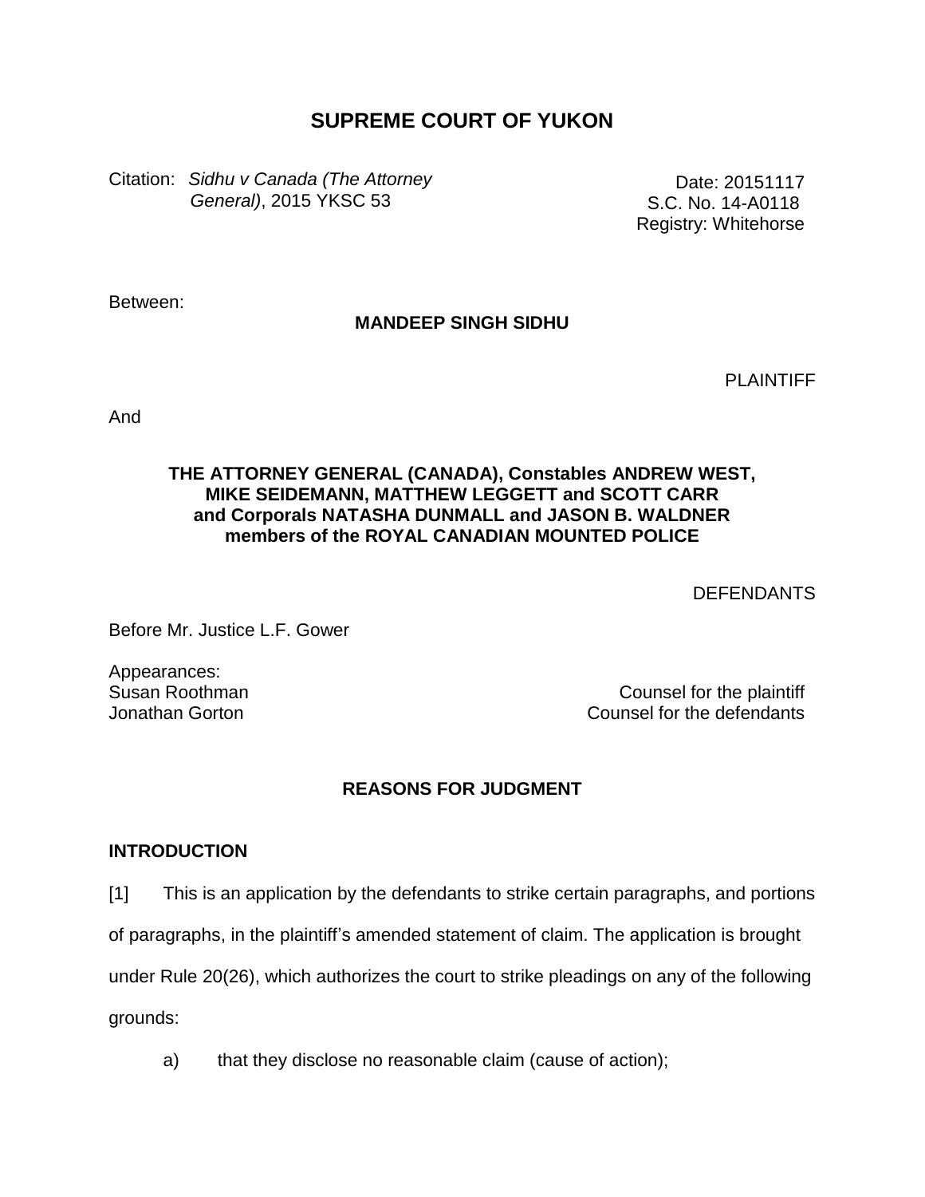# SUPREME COURT OF YUKON

Citation: *Sidhu v Canada (The Attorney General)*, 2015 YKSC 53

Date: 20151117
S.C. No. 14-A0118
Registry: Whitehorse

Between:

**MANDEEP SINGH SIDHU**

PLAINTIFF

And

**THE ATTORNEY GENERAL (CANADA), Constables ANDREW WEST, MIKE SEIDEMANN, MATTHEW LEGGETT and SCOTT CARR and Corporals NATASHA DUNMALL and JASON B. WALDNER members of the ROYAL CANADIAN MOUNTED POLICE**

DEFENDANTS

Before Mr. Justice L.F. Gower

Appearances:
Susan Roothman — Counsel for the plaintiff
Jonathan Gorton — Counsel for the defendants

## REASONS FOR JUDGMENT

### INTRODUCTION

[1] This is an application by the defendants to strike certain paragraphs, and portions of paragraphs, in the plaintiff's amended statement of claim. The application is brought under Rule 20(26), which authorizes the court to strike pleadings on any of the following grounds:

a) that they disclose no reasonable claim (cause of action);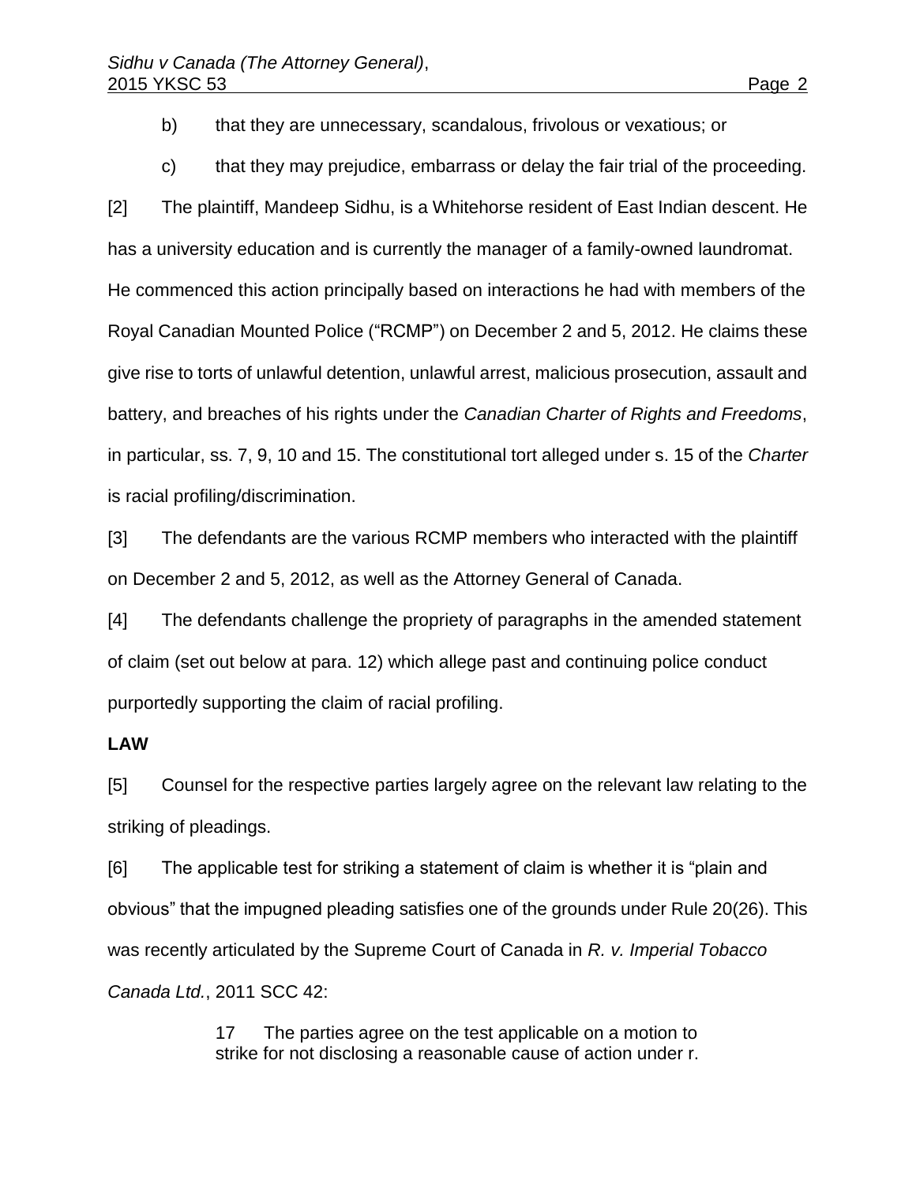b) that they are unnecessary, scandalous, frivolous or vexatious; or

c) that they may prejudice, embarrass or delay the fair trial of the proceeding.

[2] The plaintiff, Mandeep Sidhu, is a Whitehorse resident of East Indian descent. He has a university education and is currently the manager of a family-owned laundromat. He commenced this action principally based on interactions he had with members of the Royal Canadian Mounted Police ("RCMP") on December 2 and 5, 2012. He claims these give rise to torts of unlawful detention, unlawful arrest, malicious prosecution, assault and battery, and breaches of his rights under the *Canadian Charter of Rights and Freedoms*, in particular, ss. 7, 9, 10 and 15. The constitutional tort alleged under s. 15 of the *Charter* is racial profiling/discrimination.

[3] The defendants are the various RCMP members who interacted with the plaintiff on December 2 and 5, 2012, as well as the Attorney General of Canada.

[4] The defendants challenge the propriety of paragraphs in the amended statement of claim (set out below at para. 12) which allege past and continuing police conduct purportedly supporting the claim of racial profiling.

**LAW**

[5] Counsel for the respective parties largely agree on the relevant law relating to the striking of pleadings.

[6] The applicable test for striking a statement of claim is whether it is "plain and obvious" that the impugned pleading satisfies one of the grounds under Rule 20(26). This was recently articulated by the Supreme Court of Canada in *R. v. Imperial Tobacco Canada Ltd.*, 2011 SCC 42:

> 17 The parties agree on the test applicable on a motion to strike for not disclosing a reasonable cause of action under r.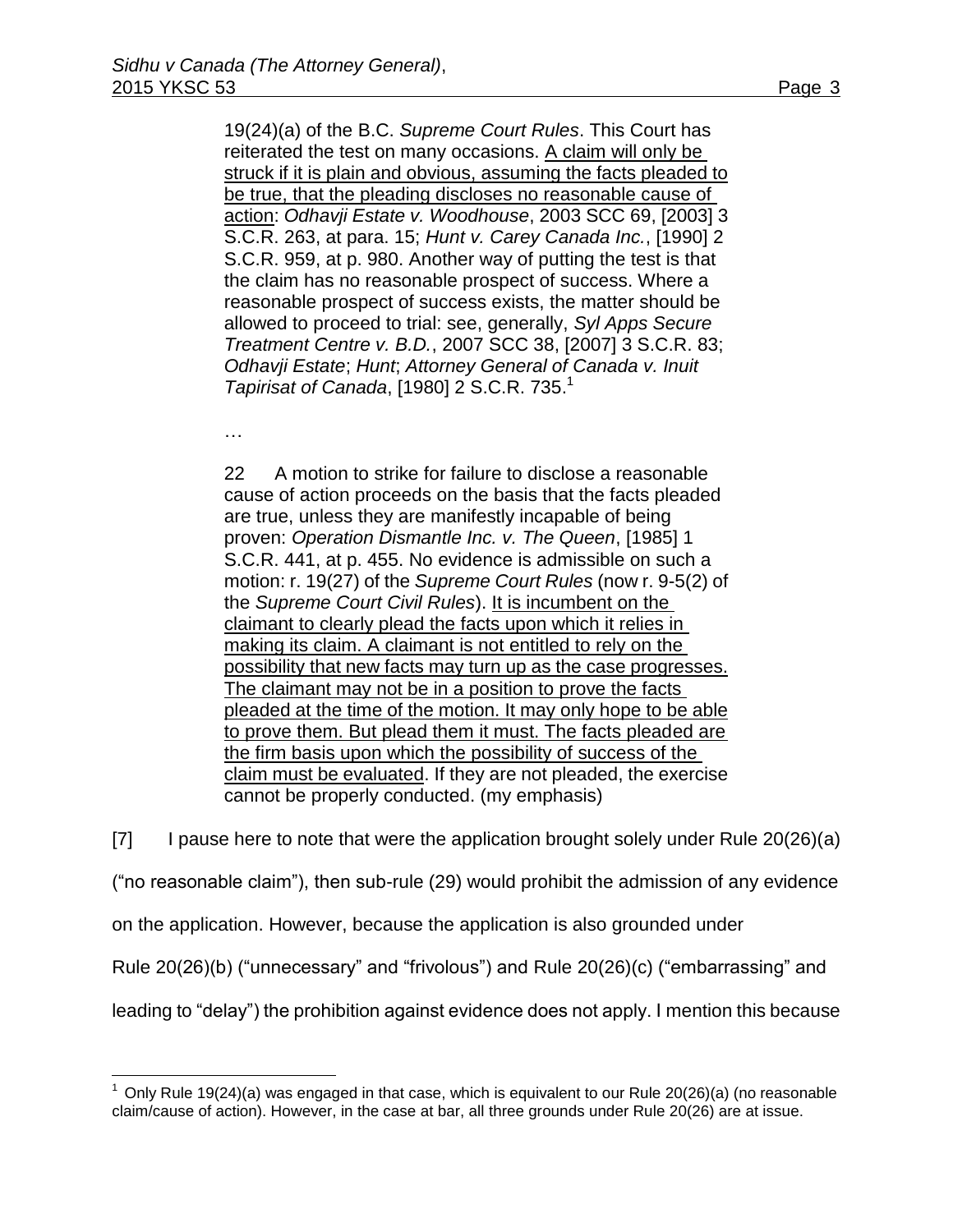> 19(24)(a) of the B.C. *Supreme Court Rules*. This Court has reiterated the test on many occasions. <u>A claim will only be struck if it is plain and obvious, assuming the facts pleaded to be true, that the pleading discloses no reasonable cause of action</u>: *Odhavji Estate v. Woodhouse*, 2003 SCC 69, [2003] 3 S.C.R. 263, at para. 15; *Hunt v. Carey Canada Inc.*, [1990] 2 S.C.R. 959, at p. 980. Another way of putting the test is that the claim has no reasonable prospect of success. Where a reasonable prospect of success exists, the matter should be allowed to proceed to trial: see, generally, *Syl Apps Secure Treatment Centre v. B.D.*, 2007 SCC 38, [2007] 3 S.C.R. 83; *Odhavji Estate*; *Hunt*; *Attorney General of Canada v. Inuit Tapirisat of Canada*, [1980] 2 S.C.R. 735.[1]
>
> …
>
> 22 A motion to strike for failure to disclose a reasonable cause of action proceeds on the basis that the facts pleaded are true, unless they are manifestly incapable of being proven: *Operation Dismantle Inc. v. The Queen*, [1985] 1 S.C.R. 441, at p. 455. No evidence is admissible on such a motion: r. 19(27) of the *Supreme Court Rules* (now r. 9-5(2) of the *Supreme Court Civil Rules*). <u>It is incumbent on the claimant to clearly plead the facts upon which it relies in making its claim. A claimant is not entitled to rely on the possibility that new facts may turn up as the case progresses. The claimant may not be in a position to prove the facts pleaded at the time of the motion. It may only hope to be able to prove them. But plead them it must. The facts pleaded are the firm basis upon which the possibility of success of the claim must be evaluated</u>. If they are not pleaded, the exercise cannot be properly conducted. (my emphasis)

[7] I pause here to note that were the application brought solely under Rule 20(26)(a) ("no reasonable claim"), then sub-rule (29) would prohibit the admission of any evidence on the application. However, because the application is also grounded under Rule 20(26)(b) ("unnecessary" and "frivolous") and Rule 20(26)(c) ("embarrassing" and leading to "delay") the prohibition against evidence does not apply. I mention this because

[1] Only Rule 19(24)(a) was engaged in that case, which is equivalent to our Rule 20(26)(a) (no reasonable claim/cause of action). However, in the case at bar, all three grounds under Rule 20(26) are at issue.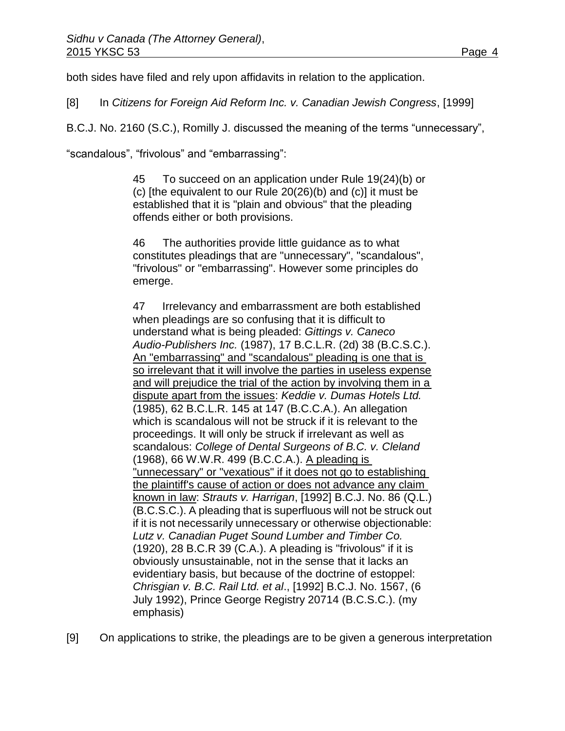both sides have filed and rely upon affidavits in relation to the application.

[8] In *Citizens for Foreign Aid Reform Inc. v. Canadian Jewish Congress*, [1999] B.C.J. No. 2160 (S.C.), Romilly J. discussed the meaning of the terms "unnecessary", "scandalous", "frivolous" and "embarrassing":

> 45 To succeed on an application under Rule 19(24)(b) or (c) [the equivalent to our Rule 20(26)(b) and (c)] it must be established that it is "plain and obvious" that the pleading offends either or both provisions.
>
> 46 The authorities provide little guidance as to what constitutes pleadings that are "unnecessary", "scandalous", "frivolous" or "embarrassing". However some principles do emerge.
>
> 47 Irrelevancy and embarrassment are both established when pleadings are so confusing that it is difficult to understand what is being pleaded: *Gittings v. Caneco Audio-Publishers Inc.* (1987), 17 B.C.L.R. (2d) 38 (B.C.S.C.). <u>An "embarrassing" and "scandalous" pleading is one that is so irrelevant that it will involve the parties in useless expense and will prejudice the trial of the action by involving them in a dispute apart from the issues</u>: *Keddie v. Dumas Hotels Ltd.* (1985), 62 B.C.L.R. 145 at 147 (B.C.C.A.). An allegation which is scandalous will not be struck if it is relevant to the proceedings. It will only be struck if irrelevant as well as scandalous: *College of Dental Surgeons of B.C. v. Cleland* (1968), 66 W.W.R. 499 (B.C.C.A.). <u>A pleading is "unnecessary" or "vexatious" if it does not go to establishing the plaintiff's cause of action or does not advance any claim known in law</u>: *Strauts v. Harrigan*, [1992] B.C.J. No. 86 (Q.L.) (B.C.S.C.). A pleading that is superfluous will not be struck out if it is not necessarily unnecessary or otherwise objectionable: *Lutz v. Canadian Puget Sound Lumber and Timber Co.* (1920), 28 B.C.R 39 (C.A.). A pleading is "frivolous" if it is obviously unsustainable, not in the sense that it lacks an evidentiary basis, but because of the doctrine of estoppel: *Chrisgian v. B.C. Rail Ltd. et al*., [1992] B.C.J. No. 1567, (6 July 1992), Prince George Registry 20714 (B.C.S.C.). (my emphasis)

[9] On applications to strike, the pleadings are to be given a generous interpretation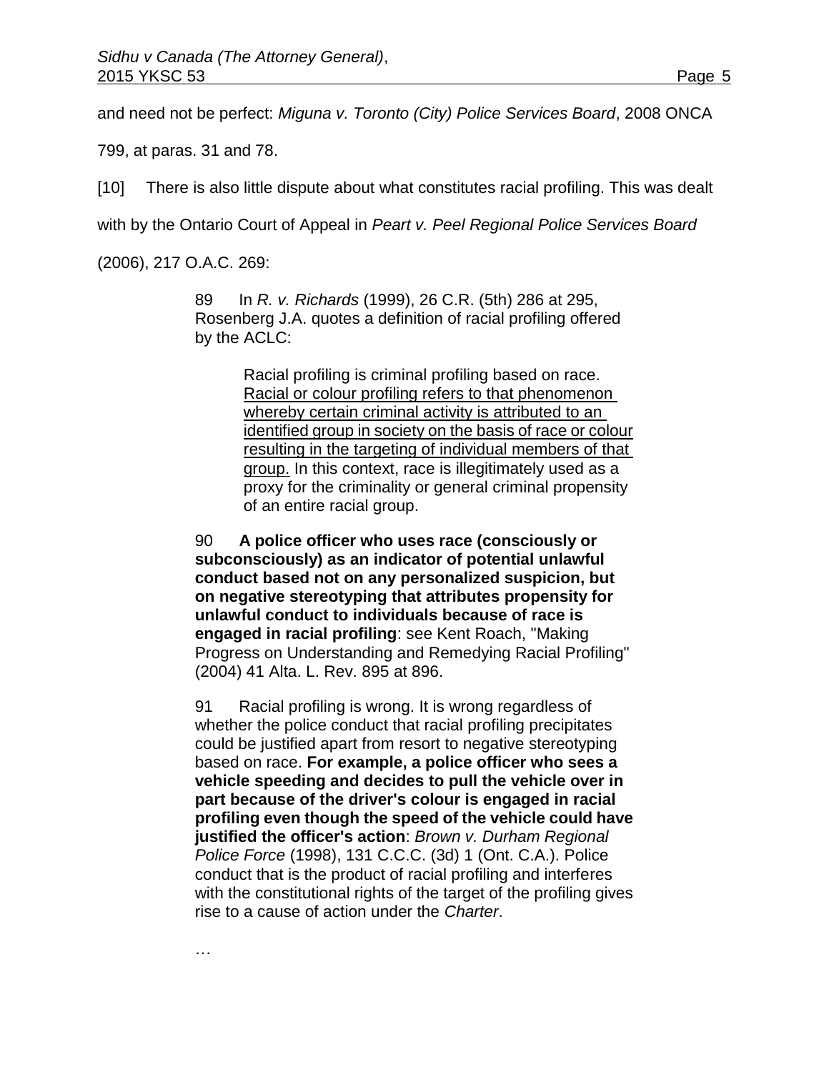and need not be perfect: *Miguna v. Toronto (City) Police Services Board*, 2008 ONCA 799, at paras. 31 and 78.

[10] There is also little dispute about what constitutes racial profiling. This was dealt with by the Ontario Court of Appeal in *Peart v. Peel Regional Police Services Board* (2006), 217 O.A.C. 269:

> 89 In *R. v. Richards* (1999), 26 C.R. (5th) 286 at 295, Rosenberg J.A. quotes a definition of racial profiling offered by the ACLC:
>
> > Racial profiling is criminal profiling based on race. <u>Racial or colour profiling refers to that phenomenon whereby certain criminal activity is attributed to an identified group in society on the basis of race or colour resulting in the targeting of individual members of that group.</u> In this context, race is illegitimately used as a proxy for the criminality or general criminal propensity of an entire racial group.
>
> 90 **A police officer who uses race (consciously or subconsciously) as an indicator of potential unlawful conduct based not on any personalized suspicion, but on negative stereotyping that attributes propensity for unlawful conduct to individuals because of race is engaged in racial profiling**: see Kent Roach, "Making Progress on Understanding and Remedying Racial Profiling" (2004) 41 Alta. L. Rev. 895 at 896.
>
> 91 Racial profiling is wrong. It is wrong regardless of whether the police conduct that racial profiling precipitates could be justified apart from resort to negative stereotyping based on race. **For example, a police officer who sees a vehicle speeding and decides to pull the vehicle over in part because of the driver's colour is engaged in racial profiling even though the speed of the vehicle could have justified the officer's action**: *Brown v. Durham Regional Police Force* (1998), 131 C.C.C. (3d) 1 (Ont. C.A.). Police conduct that is the product of racial profiling and interferes with the constitutional rights of the target of the profiling gives rise to a cause of action under the *Charter*.
>
> …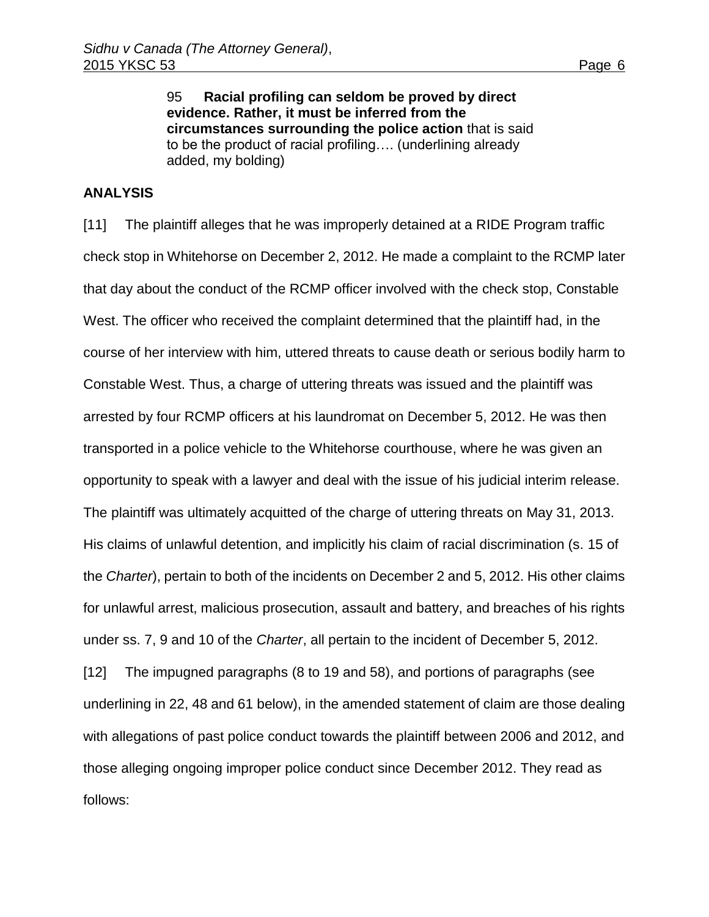> 95 **Racial profiling can seldom be proved by direct evidence. Rather, it must be inferred from the circumstances surrounding the police action** that is said to be the product of racial profiling…. (underlining already added, my bolding)

**ANALYSIS**

[11] The plaintiff alleges that he was improperly detained at a RIDE Program traffic check stop in Whitehorse on December 2, 2012. He made a complaint to the RCMP later that day about the conduct of the RCMP officer involved with the check stop, Constable West. The officer who received the complaint determined that the plaintiff had, in the course of her interview with him, uttered threats to cause death or serious bodily harm to Constable West. Thus, a charge of uttering threats was issued and the plaintiff was arrested by four RCMP officers at his laundromat on December 5, 2012. He was then transported in a police vehicle to the Whitehorse courthouse, where he was given an opportunity to speak with a lawyer and deal with the issue of his judicial interim release. The plaintiff was ultimately acquitted of the charge of uttering threats on May 31, 2013. His claims of unlawful detention, and implicitly his claim of racial discrimination (s. 15 of the *Charter*), pertain to both of the incidents on December 2 and 5, 2012. His other claims for unlawful arrest, malicious prosecution, assault and battery, and breaches of his rights under ss. 7, 9 and 10 of the *Charter*, all pertain to the incident of December 5, 2012.

[12] The impugned paragraphs (8 to 19 and 58), and portions of paragraphs (see underlining in 22, 48 and 61 below), in the amended statement of claim are those dealing with allegations of past police conduct towards the plaintiff between 2006 and 2012, and those alleging ongoing improper police conduct since December 2012. They read as follows: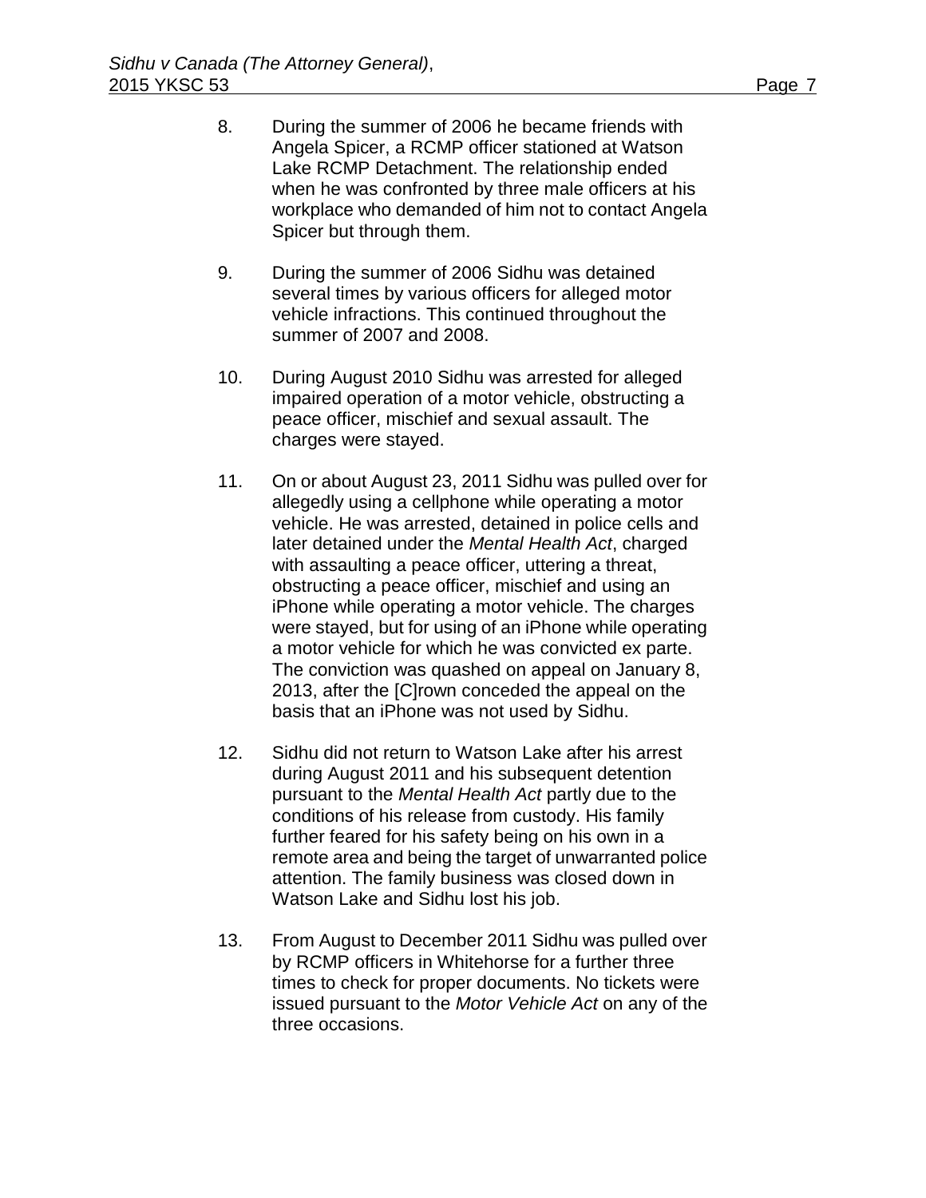8. During the summer of 2006 he became friends with Angela Spicer, a RCMP officer stationed at Watson Lake RCMP Detachment. The relationship ended when he was confronted by three male officers at his workplace who demanded of him not to contact Angela Spicer but through them.

9. During the summer of 2006 Sidhu was detained several times by various officers for alleged motor vehicle infractions. This continued throughout the summer of 2007 and 2008.

10. During August 2010 Sidhu was arrested for alleged impaired operation of a motor vehicle, obstructing a peace officer, mischief and sexual assault. The charges were stayed.

11. On or about August 23, 2011 Sidhu was pulled over for allegedly using a cellphone while operating a motor vehicle. He was arrested, detained in police cells and later detained under the *Mental Health Act*, charged with assaulting a peace officer, uttering a threat, obstructing a peace officer, mischief and using an iPhone while operating a motor vehicle. The charges were stayed, but for using of an iPhone while operating a motor vehicle for which he was convicted ex parte. The conviction was quashed on appeal on January 8, 2013, after the [C]rown conceded the appeal on the basis that an iPhone was not used by Sidhu.

12. Sidhu did not return to Watson Lake after his arrest during August 2011 and his subsequent detention pursuant to the *Mental Health Act* partly due to the conditions of his release from custody. His family further feared for his safety being on his own in a remote area and being the target of unwarranted police attention. The family business was closed down in Watson Lake and Sidhu lost his job.

13. From August to December 2011 Sidhu was pulled over by RCMP officers in Whitehorse for a further three times to check for proper documents. No tickets were issued pursuant to the *Motor Vehicle Act* on any of the three occasions.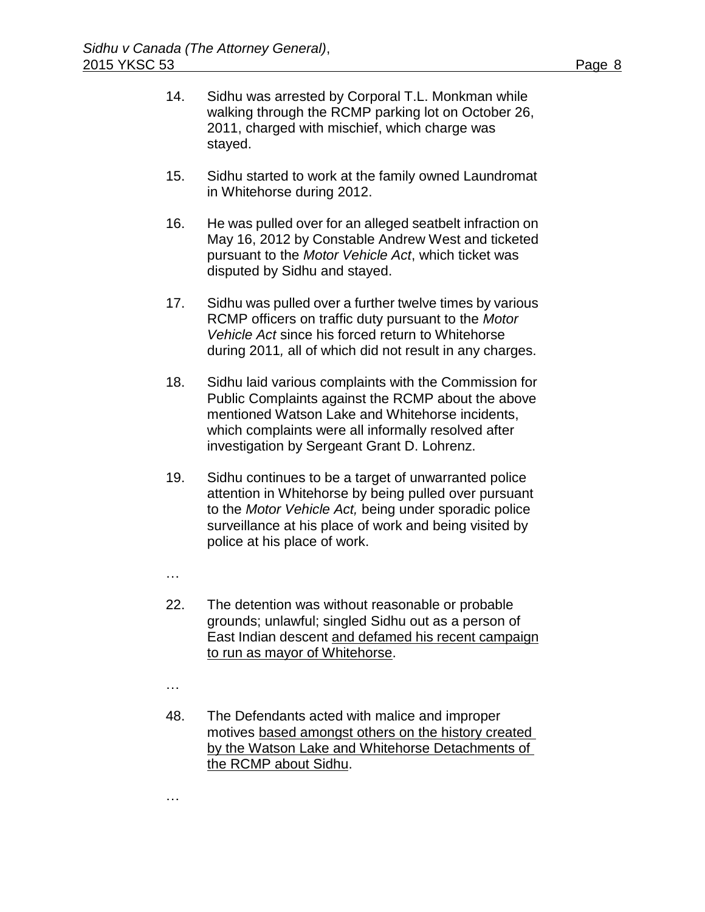14. Sidhu was arrested by Corporal T.L. Monkman while walking through the RCMP parking lot on October 26, 2011, charged with mischief, which charge was stayed.

15. Sidhu started to work at the family owned Laundromat in Whitehorse during 2012.

16. He was pulled over for an alleged seatbelt infraction on May 16, 2012 by Constable Andrew West and ticketed pursuant to the *Motor Vehicle Act*, which ticket was disputed by Sidhu and stayed.

17. Sidhu was pulled over a further twelve times by various RCMP officers on traffic duty pursuant to the *Motor Vehicle Act* since his forced return to Whitehorse during 2011*,* all of which did not result in any charges.

18. Sidhu laid various complaints with the Commission for Public Complaints against the RCMP about the above mentioned Watson Lake and Whitehorse incidents, which complaints were all informally resolved after investigation by Sergeant Grant D. Lohrenz.

19. Sidhu continues to be a target of unwarranted police attention in Whitehorse by being pulled over pursuant to the *Motor Vehicle Act,* being under sporadic police surveillance at his place of work and being visited by police at his place of work.

…

22. The detention was without reasonable or probable grounds; unlawful; singled Sidhu out as a person of East Indian descent <u>and defamed his recent campaign to run as mayor of Whitehorse</u>.

…

48. The Defendants acted with malice and improper motives <u>based amongst others on the history created by the Watson Lake and Whitehorse Detachments of the RCMP about Sidhu</u>.

…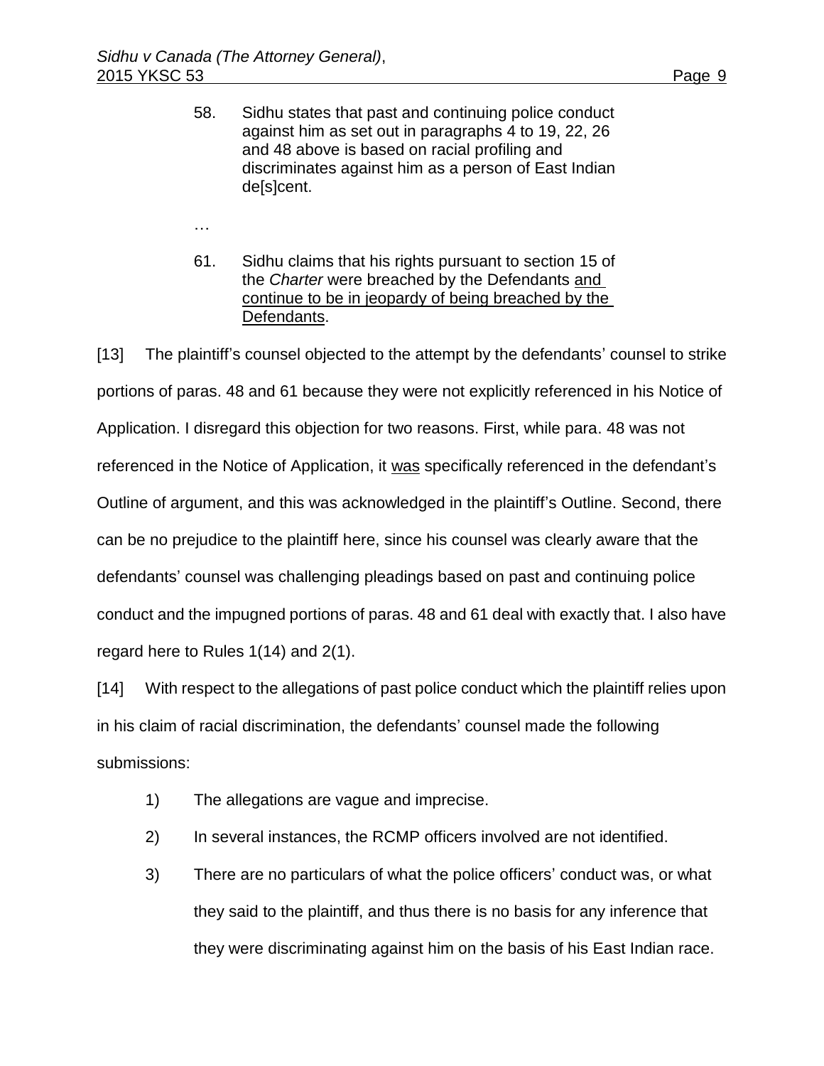> 58. Sidhu states that past and continuing police conduct against him as set out in paragraphs 4 to 19, 22, 26 and 48 above is based on racial profiling and discriminates against him as a person of East Indian de[s]cent.
>
> …
>
> 61. Sidhu claims that his rights pursuant to section 15 of the *Charter* were breached by the Defendants <u>and continue to be in jeopardy of being breached by the Defendants</u>.

[13] The plaintiff's counsel objected to the attempt by the defendants' counsel to strike portions of paras. 48 and 61 because they were not explicitly referenced in his Notice of Application. I disregard this objection for two reasons. First, while para. 48 was not referenced in the Notice of Application, it <u>was</u> specifically referenced in the defendant's Outline of argument, and this was acknowledged in the plaintiff's Outline. Second, there can be no prejudice to the plaintiff here, since his counsel was clearly aware that the defendants' counsel was challenging pleadings based on past and continuing police conduct and the impugned portions of paras. 48 and 61 deal with exactly that. I also have regard here to Rules 1(14) and 2(1).

[14] With respect to the allegations of past police conduct which the plaintiff relies upon in his claim of racial discrimination, the defendants' counsel made the following submissions:

1) The allegations are vague and imprecise.
2) In several instances, the RCMP officers involved are not identified.
3) There are no particulars of what the police officers' conduct was, or what they said to the plaintiff, and thus there is no basis for any inference that they were discriminating against him on the basis of his East Indian race.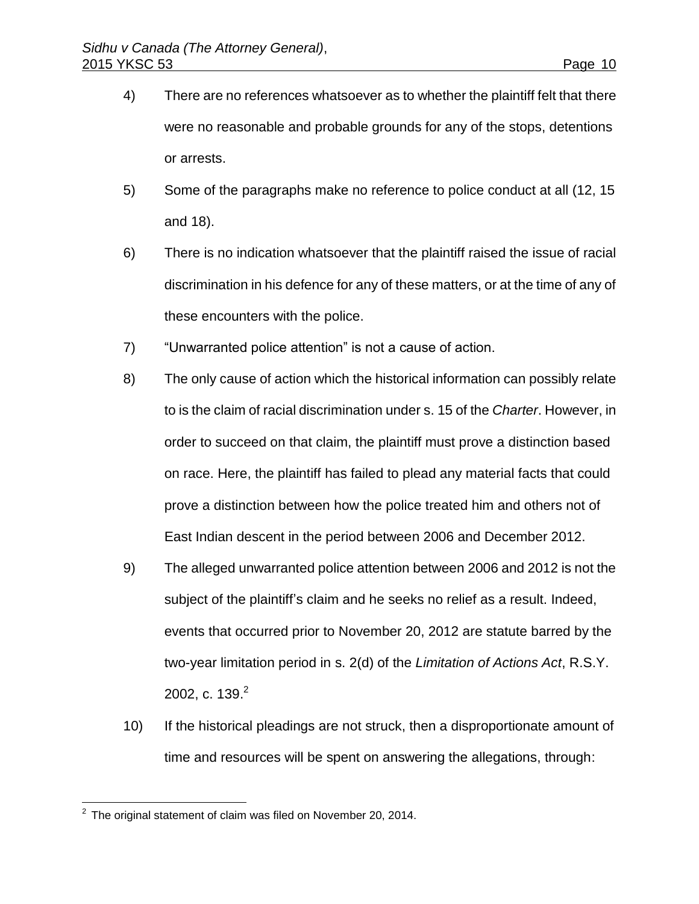4) There are no references whatsoever as to whether the plaintiff felt that there were no reasonable and probable grounds for any of the stops, detentions or arrests.

5) Some of the paragraphs make no reference to police conduct at all (12, 15 and 18).

6) There is no indication whatsoever that the plaintiff raised the issue of racial discrimination in his defence for any of these matters, or at the time of any of these encounters with the police.

7) "Unwarranted police attention" is not a cause of action.

8) The only cause of action which the historical information can possibly relate to is the claim of racial discrimination under s. 15 of the *Charter*. However, in order to succeed on that claim, the plaintiff must prove a distinction based on race. Here, the plaintiff has failed to plead any material facts that could prove a distinction between how the police treated him and others not of East Indian descent in the period between 2006 and December 2012.

9) The alleged unwarranted police attention between 2006 and 2012 is not the subject of the plaintiff's claim and he seeks no relief as a result. Indeed, events that occurred prior to November 20, 2012 are statute barred by the two-year limitation period in s. 2(d) of the *Limitation of Actions Act*, R.S.Y. 2002, c. 139.[2]

10) If the historical pleadings are not struck, then a disproportionate amount of time and resources will be spent on answering the allegations, through:

---

[2] The original statement of claim was filed on November 20, 2014.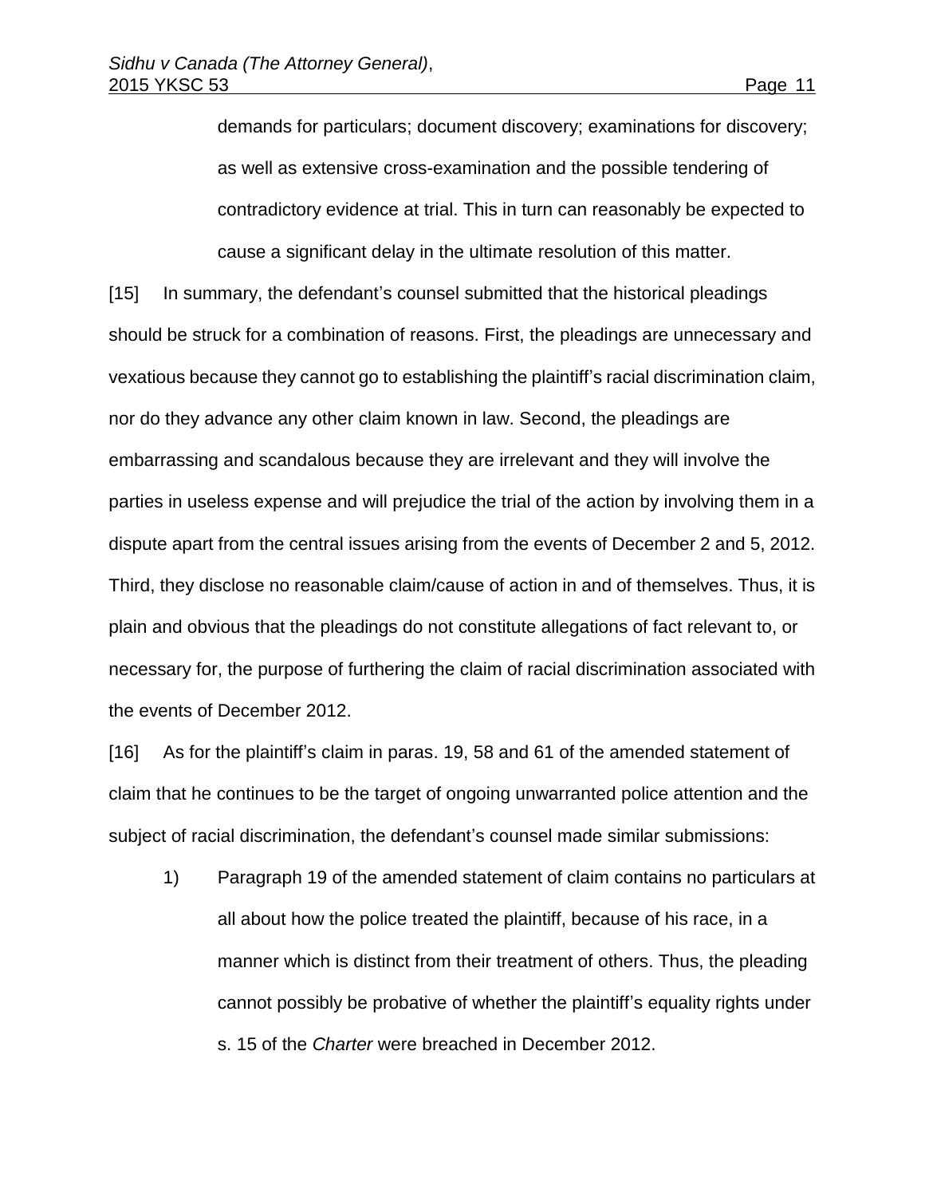demands for particulars; document discovery; examinations for discovery; as well as extensive cross-examination and the possible tendering of contradictory evidence at trial. This in turn can reasonably be expected to cause a significant delay in the ultimate resolution of this matter.

[15] In summary, the defendant's counsel submitted that the historical pleadings should be struck for a combination of reasons. First, the pleadings are unnecessary and vexatious because they cannot go to establishing the plaintiff's racial discrimination claim, nor do they advance any other claim known in law. Second, the pleadings are embarrassing and scandalous because they are irrelevant and they will involve the parties in useless expense and will prejudice the trial of the action by involving them in a dispute apart from the central issues arising from the events of December 2 and 5, 2012. Third, they disclose no reasonable claim/cause of action in and of themselves. Thus, it is plain and obvious that the pleadings do not constitute allegations of fact relevant to, or necessary for, the purpose of furthering the claim of racial discrimination associated with the events of December 2012.

[16] As for the plaintiff's claim in paras. 19, 58 and 61 of the amended statement of claim that he continues to be the target of ongoing unwarranted police attention and the subject of racial discrimination, the defendant's counsel made similar submissions:

1) Paragraph 19 of the amended statement of claim contains no particulars at all about how the police treated the plaintiff, because of his race, in a manner which is distinct from their treatment of others. Thus, the pleading cannot possibly be probative of whether the plaintiff's equality rights under s. 15 of the *Charter* were breached in December 2012.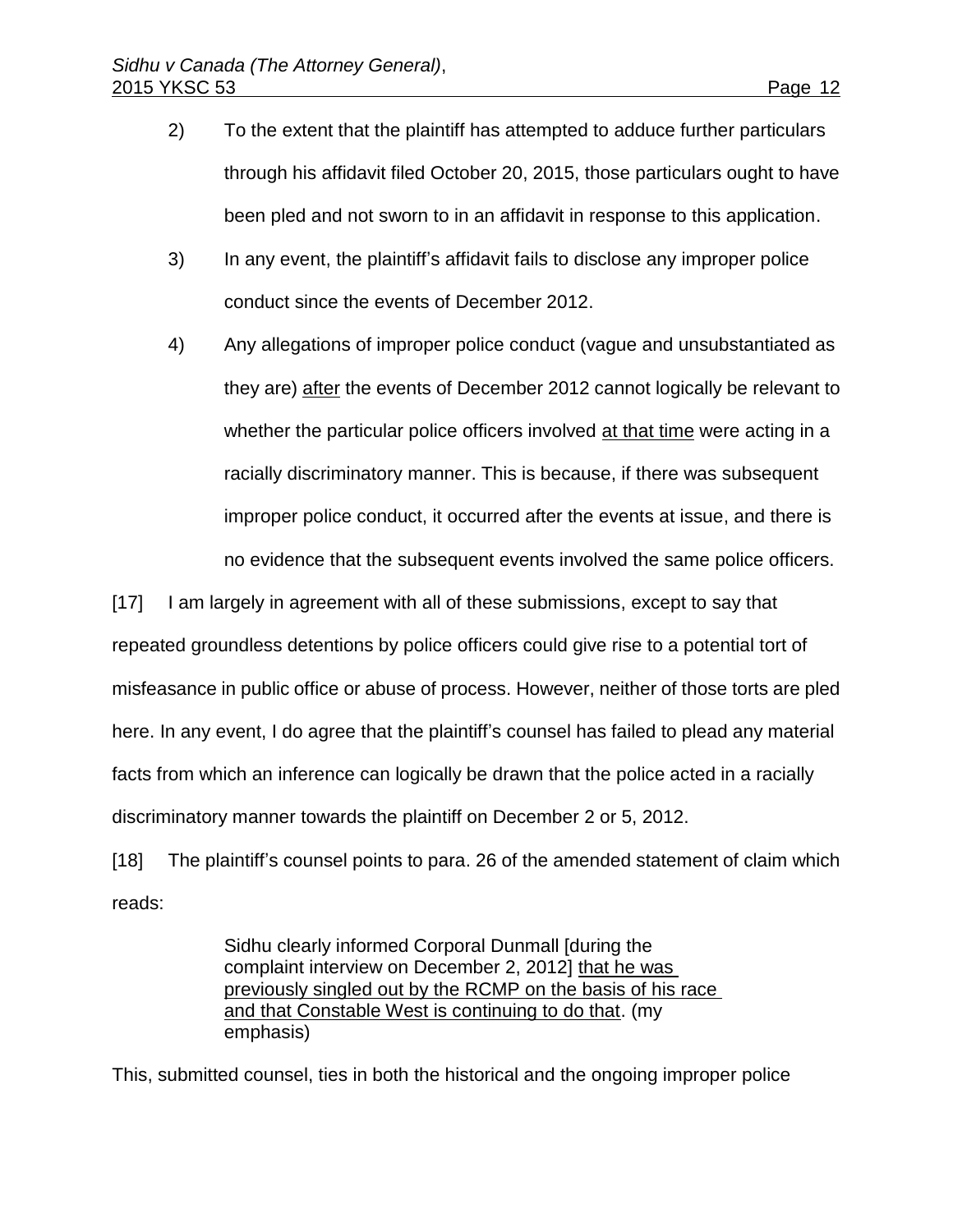2) To the extent that the plaintiff has attempted to adduce further particulars through his affidavit filed October 20, 2015, those particulars ought to have been pled and not sworn to in an affidavit in response to this application.

3) In any event, the plaintiff's affidavit fails to disclose any improper police conduct since the events of December 2012.

4) Any allegations of improper police conduct (vague and unsubstantiated as they are) <u>after</u> the events of December 2012 cannot logically be relevant to whether the particular police officers involved <u>at that time</u> were acting in a racially discriminatory manner. This is because, if there was subsequent improper police conduct, it occurred after the events at issue, and there is no evidence that the subsequent events involved the same police officers.

[17] I am largely in agreement with all of these submissions, except to say that repeated groundless detentions by police officers could give rise to a potential tort of misfeasance in public office or abuse of process. However, neither of those torts are pled here. In any event, I do agree that the plaintiff's counsel has failed to plead any material facts from which an inference can logically be drawn that the police acted in a racially discriminatory manner towards the plaintiff on December 2 or 5, 2012.

[18] The plaintiff's counsel points to para. 26 of the amended statement of claim which reads:

> Sidhu clearly informed Corporal Dunmall [during the complaint interview on December 2, 2012] <u>that he was previously singled out by the RCMP on the basis of his race and that Constable West is continuing to do that</u>. (my emphasis)

This, submitted counsel, ties in both the historical and the ongoing improper police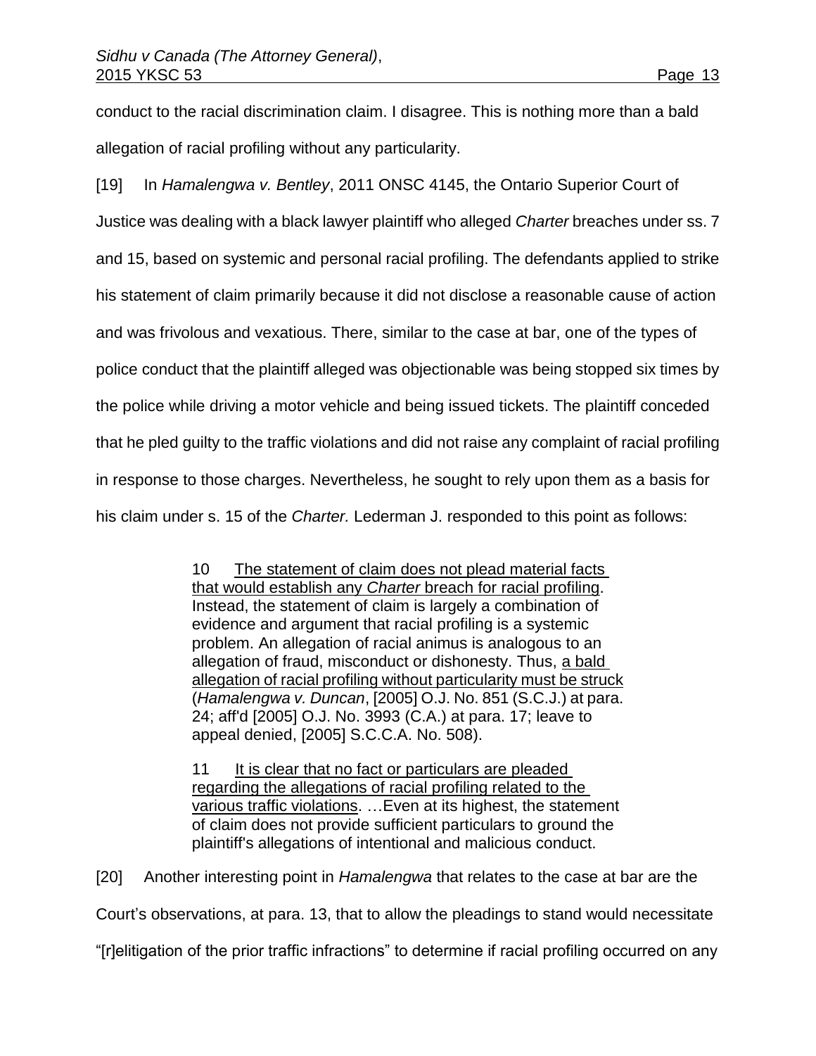conduct to the racial discrimination claim. I disagree. This is nothing more than a bald allegation of racial profiling without any particularity.

[19] In *Hamalengwa v. Bentley*, 2011 ONSC 4145, the Ontario Superior Court of Justice was dealing with a black lawyer plaintiff who alleged *Charter* breaches under ss. 7 and 15, based on systemic and personal racial profiling. The defendants applied to strike his statement of claim primarily because it did not disclose a reasonable cause of action and was frivolous and vexatious. There, similar to the case at bar, one of the types of police conduct that the plaintiff alleged was objectionable was being stopped six times by the police while driving a motor vehicle and being issued tickets. The plaintiff conceded that he pled guilty to the traffic violations and did not raise any complaint of racial profiling in response to those charges. Nevertheless, he sought to rely upon them as a basis for his claim under s. 15 of the *Charter.* Lederman J. responded to this point as follows:

> 10 <u>The statement of claim does not plead material facts that would establish any *Charter* breach for racial profiling</u>. Instead, the statement of claim is largely a combination of evidence and argument that racial profiling is a systemic problem. An allegation of racial animus is analogous to an allegation of fraud, misconduct or dishonesty. Thus, <u>a bald allegation of racial profiling without particularity must be struck</u> (*Hamalengwa v. Duncan*, [2005] O.J. No. 851 (S.C.J.) at para. 24; aff'd [2005] O.J. No. 3993 (C.A.) at para. 17; leave to appeal denied, [2005] S.C.C.A. No. 508).
>
> 11 <u>It is clear that no fact or particulars are pleaded regarding the allegations of racial profiling related to the various traffic violations</u>. …Even at its highest, the statement of claim does not provide sufficient particulars to ground the plaintiff's allegations of intentional and malicious conduct.

[20] Another interesting point in *Hamalengwa* that relates to the case at bar are the Court's observations, at para. 13, that to allow the pleadings to stand would necessitate "[r]elitigation of the prior traffic infractions" to determine if racial profiling occurred on any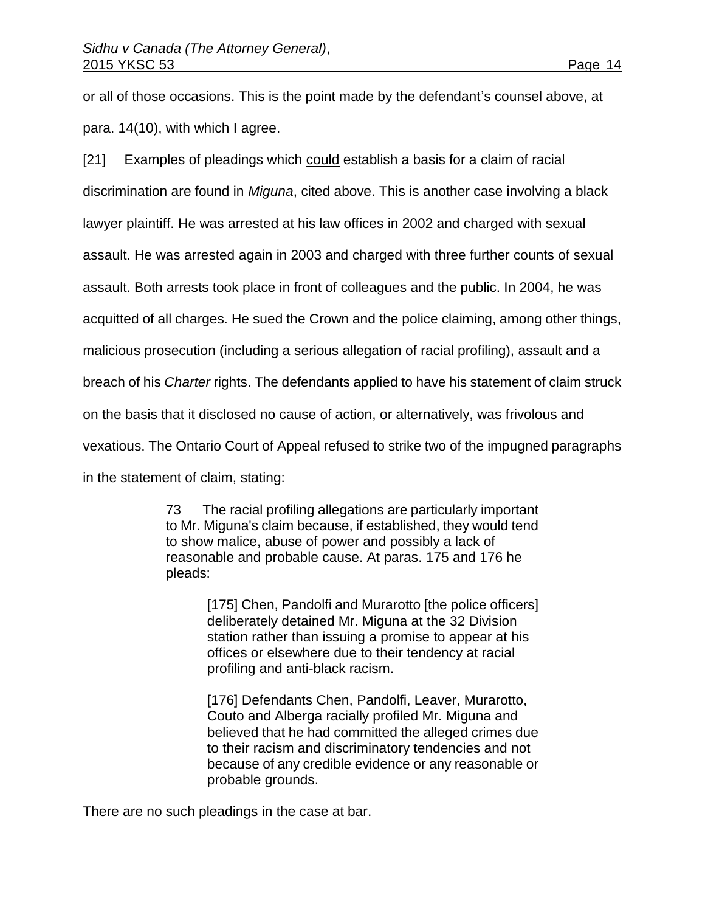or all of those occasions. This is the point made by the defendant's counsel above, at para. 14(10), with which I agree.

[21] Examples of pleadings which <u>could</u> establish a basis for a claim of racial discrimination are found in *Miguna*, cited above. This is another case involving a black lawyer plaintiff. He was arrested at his law offices in 2002 and charged with sexual assault. He was arrested again in 2003 and charged with three further counts of sexual assault. Both arrests took place in front of colleagues and the public. In 2004, he was acquitted of all charges. He sued the Crown and the police claiming, among other things, malicious prosecution (including a serious allegation of racial profiling), assault and a breach of his *Charter* rights. The defendants applied to have his statement of claim struck on the basis that it disclosed no cause of action, or alternatively, was frivolous and vexatious. The Ontario Court of Appeal refused to strike two of the impugned paragraphs in the statement of claim, stating:

> 73 The racial profiling allegations are particularly important to Mr. Miguna's claim because, if established, they would tend to show malice, abuse of power and possibly a lack of reasonable and probable cause. At paras. 175 and 176 he pleads:
>
> > [175] Chen, Pandolfi and Murarotto [the police officers] deliberately detained Mr. Miguna at the 32 Division station rather than issuing a promise to appear at his offices or elsewhere due to their tendency at racial profiling and anti-black racism.
> >
> > [176] Defendants Chen, Pandolfi, Leaver, Murarotto, Couto and Alberga racially profiled Mr. Miguna and believed that he had committed the alleged crimes due to their racism and discriminatory tendencies and not because of any credible evidence or any reasonable or probable grounds.

There are no such pleadings in the case at bar.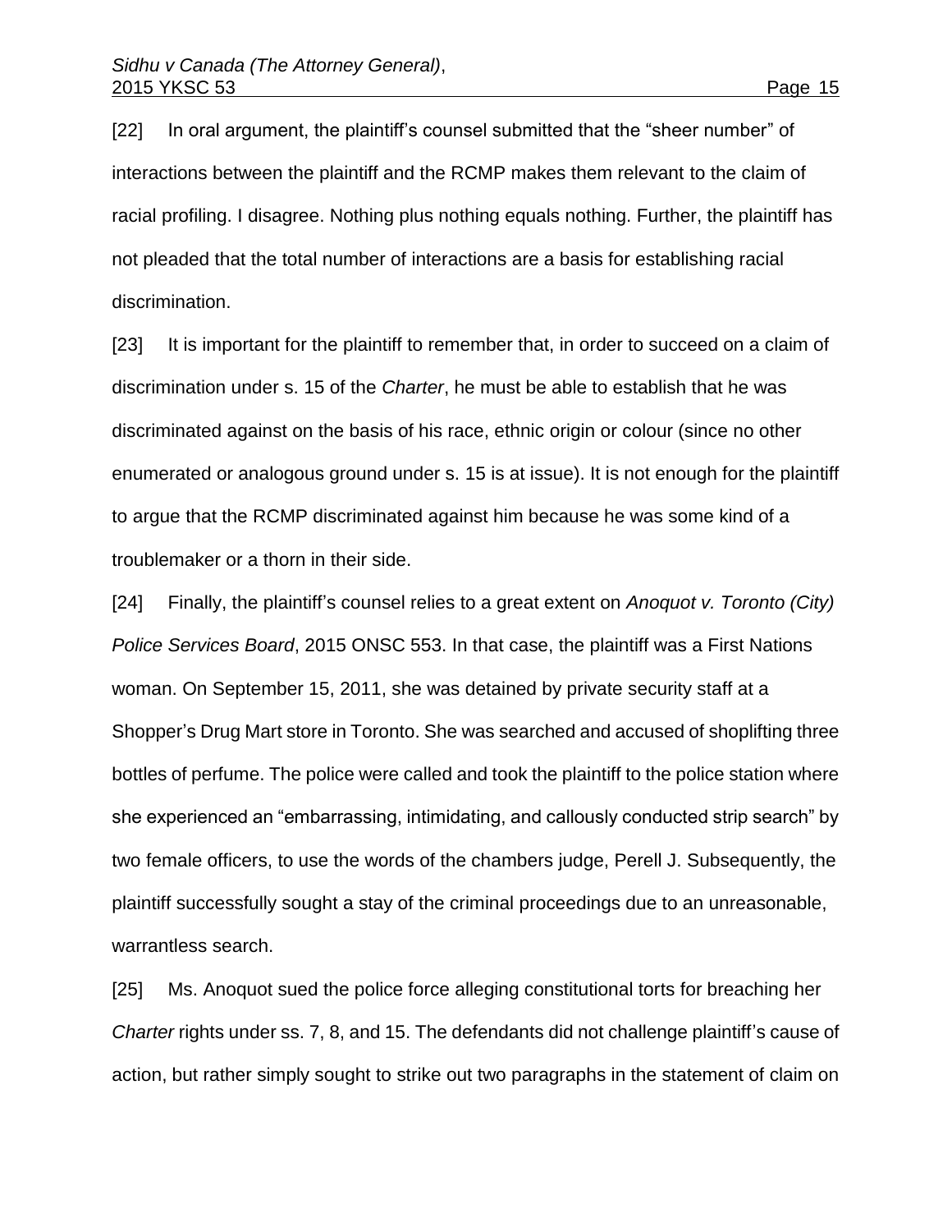[22] In oral argument, the plaintiff's counsel submitted that the "sheer number" of interactions between the plaintiff and the RCMP makes them relevant to the claim of racial profiling. I disagree. Nothing plus nothing equals nothing. Further, the plaintiff has not pleaded that the total number of interactions are a basis for establishing racial discrimination.

[23] It is important for the plaintiff to remember that, in order to succeed on a claim of discrimination under s. 15 of the *Charter*, he must be able to establish that he was discriminated against on the basis of his race, ethnic origin or colour (since no other enumerated or analogous ground under s. 15 is at issue). It is not enough for the plaintiff to argue that the RCMP discriminated against him because he was some kind of a troublemaker or a thorn in their side.

[24] Finally, the plaintiff's counsel relies to a great extent on *Anoquot v. Toronto (City) Police Services Board*, 2015 ONSC 553. In that case, the plaintiff was a First Nations woman. On September 15, 2011, she was detained by private security staff at a Shopper's Drug Mart store in Toronto. She was searched and accused of shoplifting three bottles of perfume. The police were called and took the plaintiff to the police station where she experienced an "embarrassing, intimidating, and callously conducted strip search" by two female officers, to use the words of the chambers judge, Perell J. Subsequently, the plaintiff successfully sought a stay of the criminal proceedings due to an unreasonable, warrantless search.

[25] Ms. Anoquot sued the police force alleging constitutional torts for breaching her *Charter* rights under ss. 7, 8, and 15. The defendants did not challenge plaintiff's cause of action, but rather simply sought to strike out two paragraphs in the statement of claim on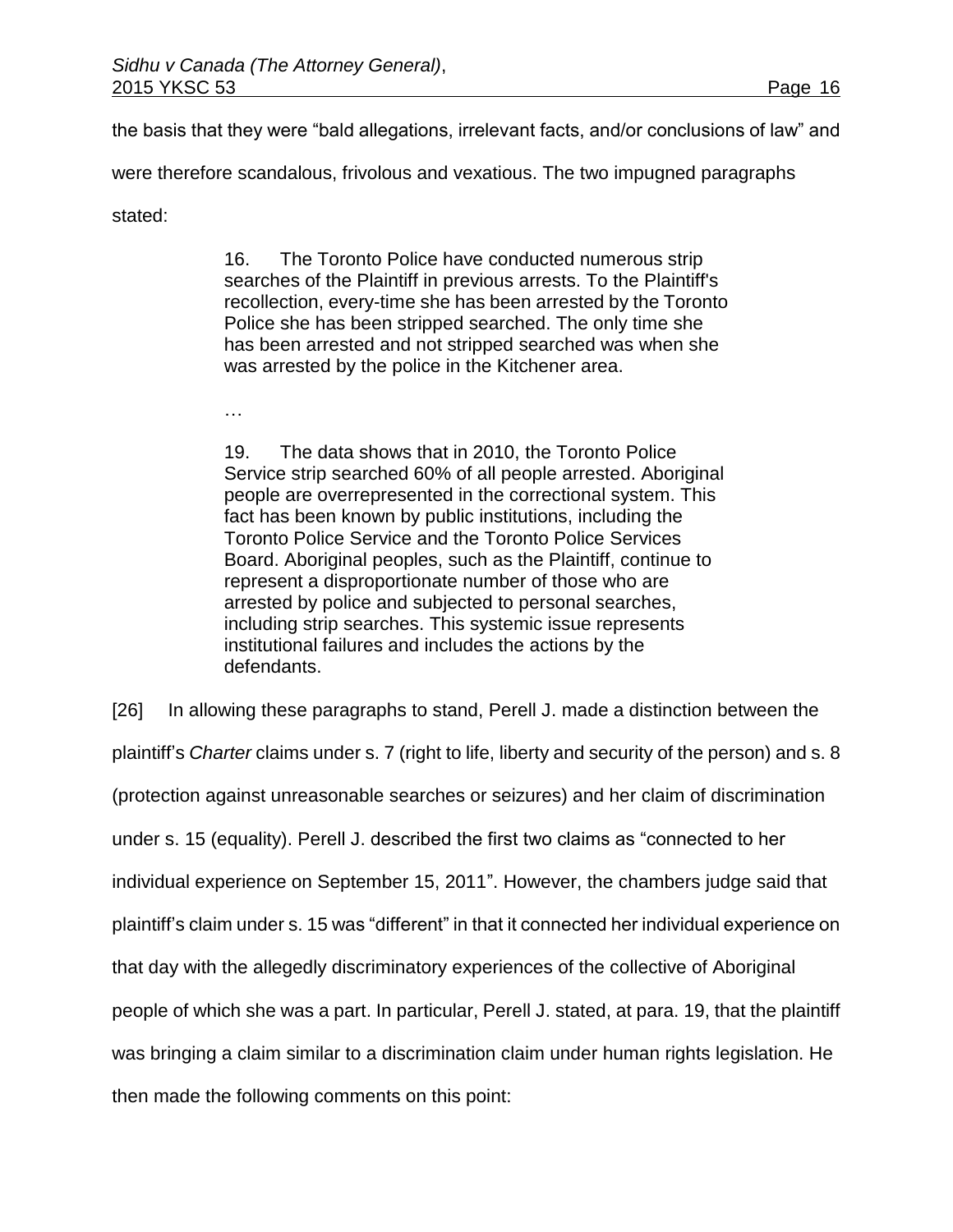the basis that they were "bald allegations, irrelevant facts, and/or conclusions of law" and were therefore scandalous, frivolous and vexatious. The two impugned paragraphs stated:

> 16. The Toronto Police have conducted numerous strip searches of the Plaintiff in previous arrests. To the Plaintiff's recollection, every-time she has been arrested by the Toronto Police she has been stripped searched. The only time she has been arrested and not stripped searched was when she was arrested by the police in the Kitchener area.
>
> …
>
> 19. The data shows that in 2010, the Toronto Police Service strip searched 60% of all people arrested. Aboriginal people are overrepresented in the correctional system. This fact has been known by public institutions, including the Toronto Police Service and the Toronto Police Services Board. Aboriginal peoples, such as the Plaintiff, continue to represent a disproportionate number of those who are arrested by police and subjected to personal searches, including strip searches. This systemic issue represents institutional failures and includes the actions by the defendants.

[26] In allowing these paragraphs to stand, Perell J. made a distinction between the plaintiff's *Charter* claims under s. 7 (right to life, liberty and security of the person) and s. 8 (protection against unreasonable searches or seizures) and her claim of discrimination under s. 15 (equality). Perell J. described the first two claims as "connected to her individual experience on September 15, 2011". However, the chambers judge said that plaintiff's claim under s. 15 was "different" in that it connected her individual experience on that day with the allegedly discriminatory experiences of the collective of Aboriginal people of which she was a part. In particular, Perell J. stated, at para. 19, that the plaintiff was bringing a claim similar to a discrimination claim under human rights legislation. He then made the following comments on this point: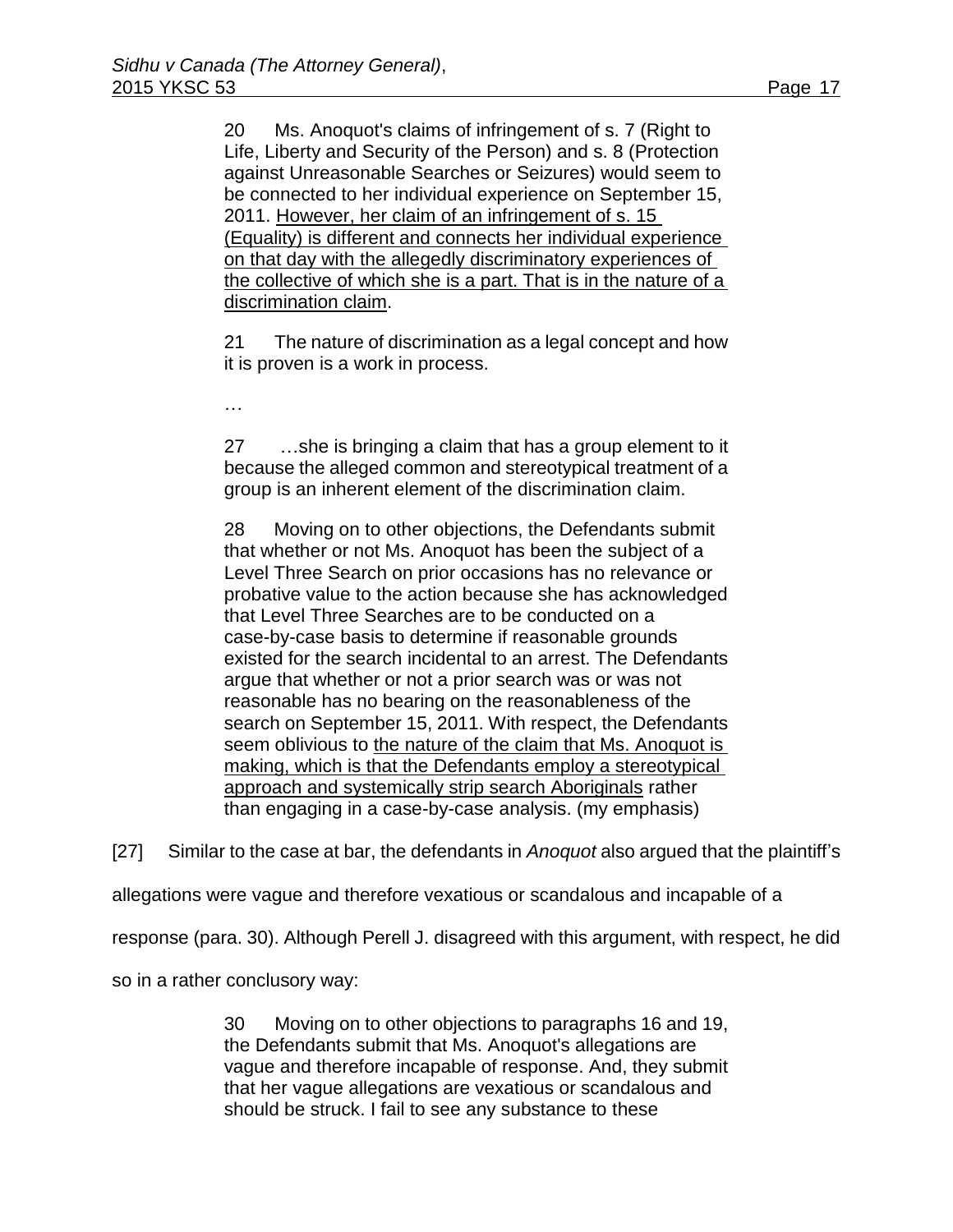> 20 Ms. Anoquot's claims of infringement of s. 7 (Right to Life, Liberty and Security of the Person) and s. 8 (Protection against Unreasonable Searches or Seizures) would seem to be connected to her individual experience on September 15, 2011. <u>However, her claim of an infringement of s. 15 (Equality) is different and connects her individual experience on that day with the allegedly discriminatory experiences of the collective of which she is a part. That is in the nature of a discrimination claim</u>.
>
> 21 The nature of discrimination as a legal concept and how it is proven is a work in process.
>
> …
>
> 27 …she is bringing a claim that has a group element to it because the alleged common and stereotypical treatment of a group is an inherent element of the discrimination claim.
>
> 28 Moving on to other objections, the Defendants submit that whether or not Ms. Anoquot has been the subject of a Level Three Search on prior occasions has no relevance or probative value to the action because she has acknowledged that Level Three Searches are to be conducted on a case-by-case basis to determine if reasonable grounds existed for the search incidental to an arrest. The Defendants argue that whether or not a prior search was or was not reasonable has no bearing on the reasonableness of the search on September 15, 2011. With respect, the Defendants seem oblivious to <u>the nature of the claim that Ms. Anoquot is making, which is that the Defendants employ a stereotypical approach and systemically strip search Aboriginals</u> rather than engaging in a case-by-case analysis. (my emphasis)

[27] Similar to the case at bar, the defendants in *Anoquot* also argued that the plaintiff's allegations were vague and therefore vexatious or scandalous and incapable of a response (para. 30). Although Perell J. disagreed with this argument, with respect, he did so in a rather conclusory way:

> 30 Moving on to other objections to paragraphs 16 and 19, the Defendants submit that Ms. Anoquot's allegations are vague and therefore incapable of response. And, they submit that her vague allegations are vexatious or scandalous and should be struck. I fail to see any substance to these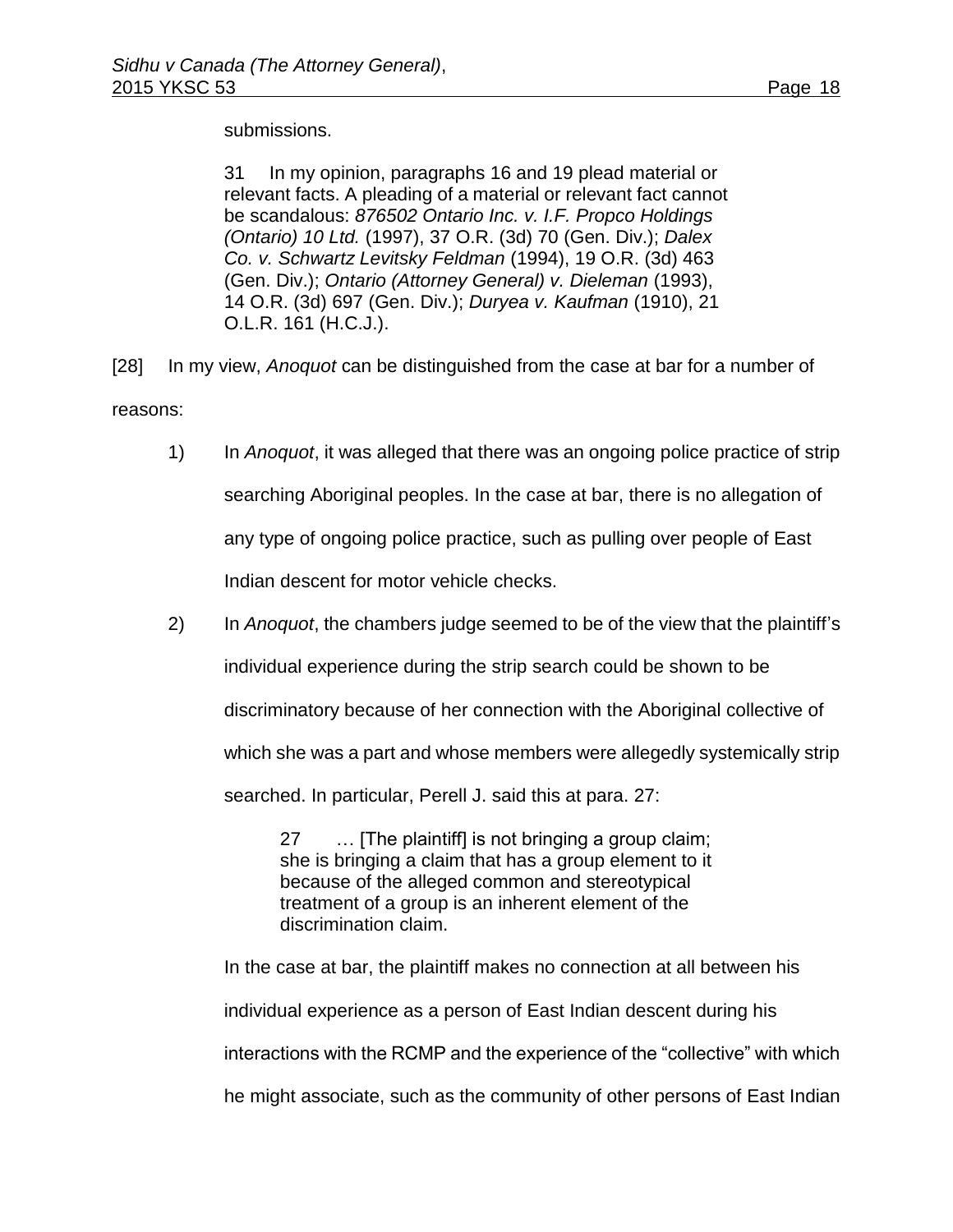submissions.

> 31 In my opinion, paragraphs 16 and 19 plead material or relevant facts. A pleading of a material or relevant fact cannot be scandalous: *876502 Ontario Inc. v. I.F. Propco Holdings (Ontario) 10 Ltd.* (1997), 37 O.R. (3d) 70 (Gen. Div.); *Dalex Co. v. Schwartz Levitsky Feldman* (1994), 19 O.R. (3d) 463 (Gen. Div.); *Ontario (Attorney General) v. Dieleman* (1993), 14 O.R. (3d) 697 (Gen. Div.); *Duryea v. Kaufman* (1910), 21 O.L.R. 161 (H.C.J.).

[28] In my view, *Anoquot* can be distinguished from the case at bar for a number of reasons:

1) In *Anoquot*, it was alleged that there was an ongoing police practice of strip searching Aboriginal peoples. In the case at bar, there is no allegation of any type of ongoing police practice, such as pulling over people of East Indian descent for motor vehicle checks.

2) In *Anoquot*, the chambers judge seemed to be of the view that the plaintiff's individual experience during the strip search could be shown to be discriminatory because of her connection with the Aboriginal collective of which she was a part and whose members were allegedly systemically strip searched. In particular, Perell J. said this at para. 27:

   > 27 … [The plaintiff] is not bringing a group claim; she is bringing a claim that has a group element to it because of the alleged common and stereotypical treatment of a group is an inherent element of the discrimination claim.

   In the case at bar, the plaintiff makes no connection at all between his individual experience as a person of East Indian descent during his interactions with the RCMP and the experience of the "collective" with which he might associate, such as the community of other persons of East Indian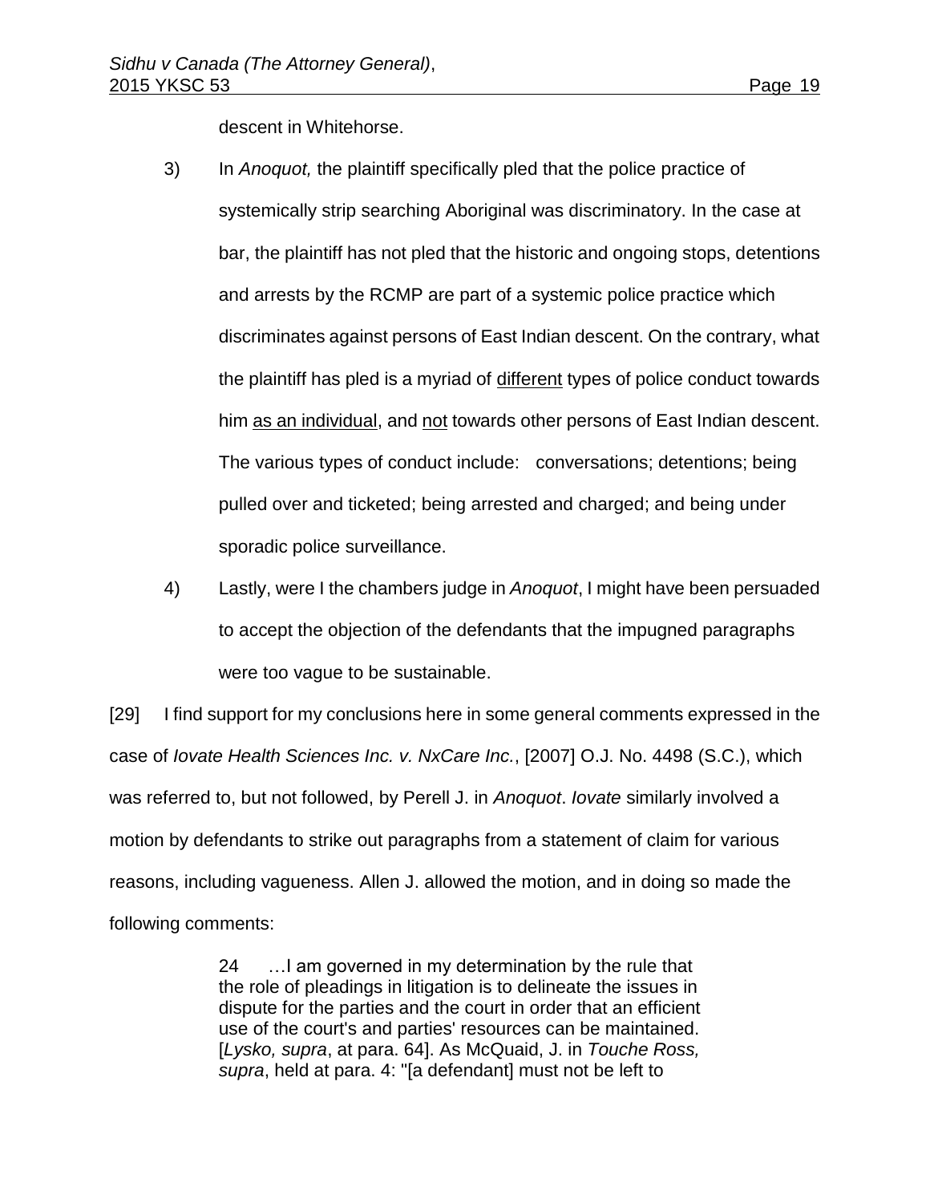descent in Whitehorse.

3) In *Anoquot,* the plaintiff specifically pled that the police practice of systemically strip searching Aboriginal was discriminatory. In the case at bar, the plaintiff has not pled that the historic and ongoing stops, detentions and arrests by the RCMP are part of a systemic police practice which discriminates against persons of East Indian descent. On the contrary, what the plaintiff has pled is a myriad of <u>different</u> types of police conduct towards him <u>as an individual</u>, and <u>not</u> towards other persons of East Indian descent. The various types of conduct include: conversations; detentions; being pulled over and ticketed; being arrested and charged; and being under sporadic police surveillance.

4) Lastly, were I the chambers judge in *Anoquot*, I might have been persuaded to accept the objection of the defendants that the impugned paragraphs were too vague to be sustainable.

[29] I find support for my conclusions here in some general comments expressed in the case of *Iovate Health Sciences Inc. v. NxCare Inc.*, [2007] O.J. No. 4498 (S.C.), which was referred to, but not followed, by Perell J. in *Anoquot*. *Iovate* similarly involved a motion by defendants to strike out paragraphs from a statement of claim for various reasons, including vagueness. Allen J. allowed the motion, and in doing so made the following comments:

> 24 …I am governed in my determination by the rule that the role of pleadings in litigation is to delineate the issues in dispute for the parties and the court in order that an efficient use of the court's and parties' resources can be maintained. [*Lysko, supra*, at para. 64]. As McQuaid, J. in *Touche Ross, supra*, held at para. 4: "[a defendant] must not be left to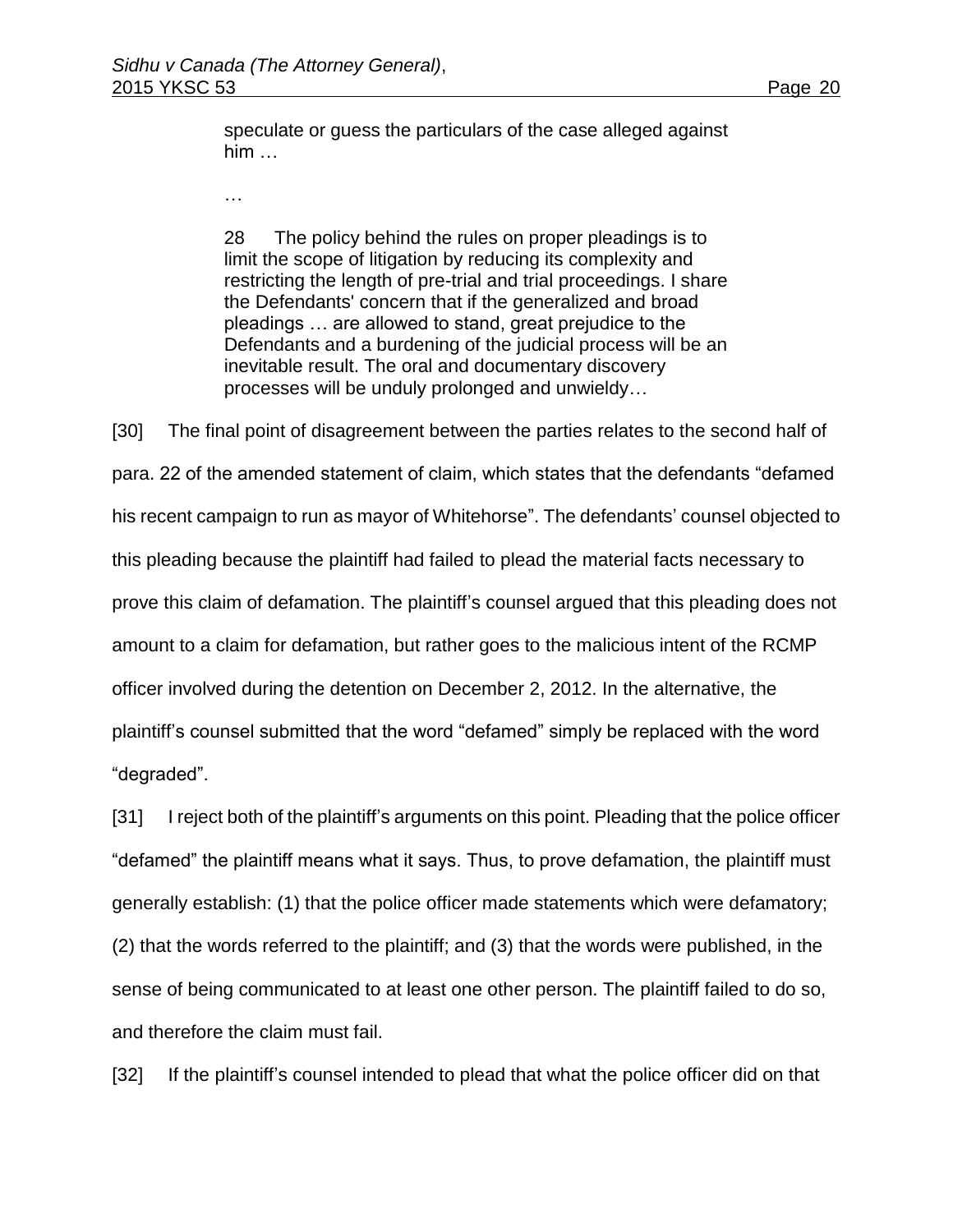> speculate or guess the particulars of the case alleged against him …
>
> …
>
> 28 The policy behind the rules on proper pleadings is to limit the scope of litigation by reducing its complexity and restricting the length of pre-trial and trial proceedings. I share the Defendants' concern that if the generalized and broad pleadings … are allowed to stand, great prejudice to the Defendants and a burdening of the judicial process will be an inevitable result. The oral and documentary discovery processes will be unduly prolonged and unwieldy…

[30] The final point of disagreement between the parties relates to the second half of para. 22 of the amended statement of claim, which states that the defendants "defamed his recent campaign to run as mayor of Whitehorse". The defendants' counsel objected to this pleading because the plaintiff had failed to plead the material facts necessary to prove this claim of defamation. The plaintiff's counsel argued that this pleading does not amount to a claim for defamation, but rather goes to the malicious intent of the RCMP officer involved during the detention on December 2, 2012. In the alternative, the plaintiff's counsel submitted that the word "defamed" simply be replaced with the word "degraded".

[31] I reject both of the plaintiff's arguments on this point. Pleading that the police officer "defamed" the plaintiff means what it says. Thus, to prove defamation, the plaintiff must generally establish: (1) that the police officer made statements which were defamatory; (2) that the words referred to the plaintiff; and (3) that the words were published, in the sense of being communicated to at least one other person. The plaintiff failed to do so, and therefore the claim must fail.

[32] If the plaintiff's counsel intended to plead that what the police officer did on that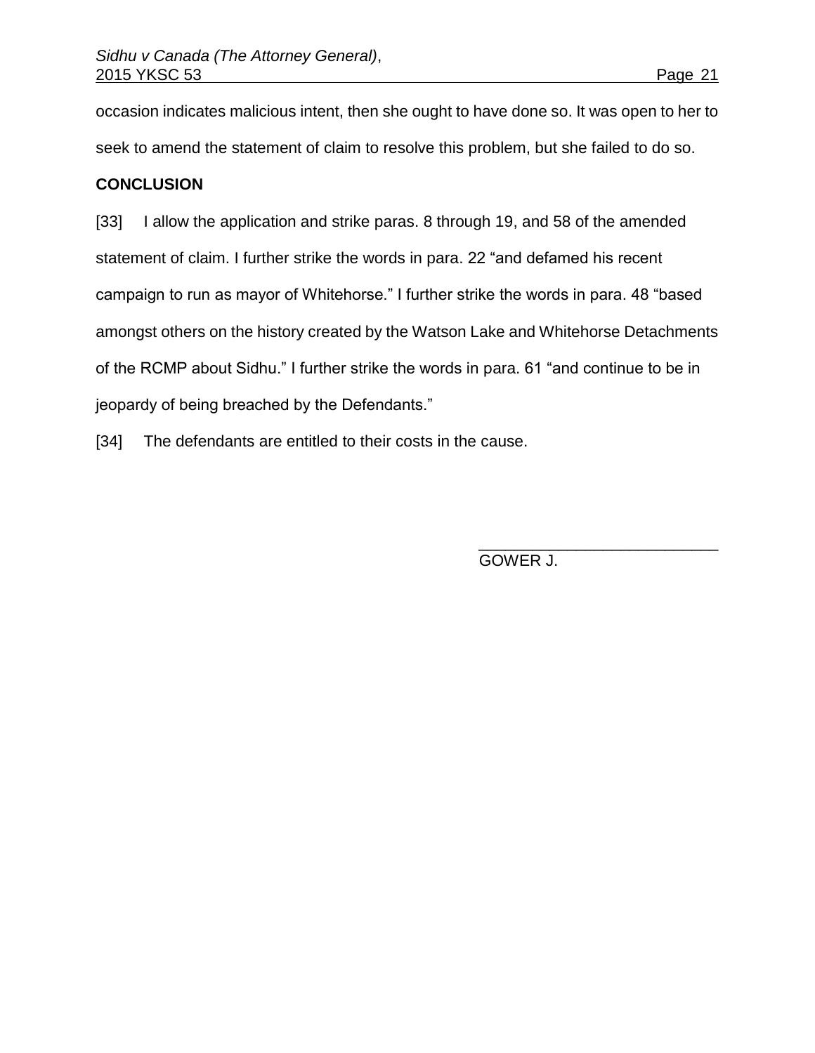occasion indicates malicious intent, then she ought to have done so. It was open to her to seek to amend the statement of claim to resolve this problem, but she failed to do so.

## CONCLUSION

[33] I allow the application and strike paras. 8 through 19, and 58 of the amended statement of claim. I further strike the words in para. 22 "and defamed his recent campaign to run as mayor of Whitehorse." I further strike the words in para. 48 "based amongst others on the history created by the Watson Lake and Whitehorse Detachments of the RCMP about Sidhu." I further strike the words in para. 61 "and continue to be in jeopardy of being breached by the Defendants."

[34] The defendants are entitled to their costs in the cause.

\_\_\_\_\_\_\_\_\_\_\_\_\_\_\_\_\_\_\_\_\_\_\_\_\_\_\_\_\_\_

GOWER J.